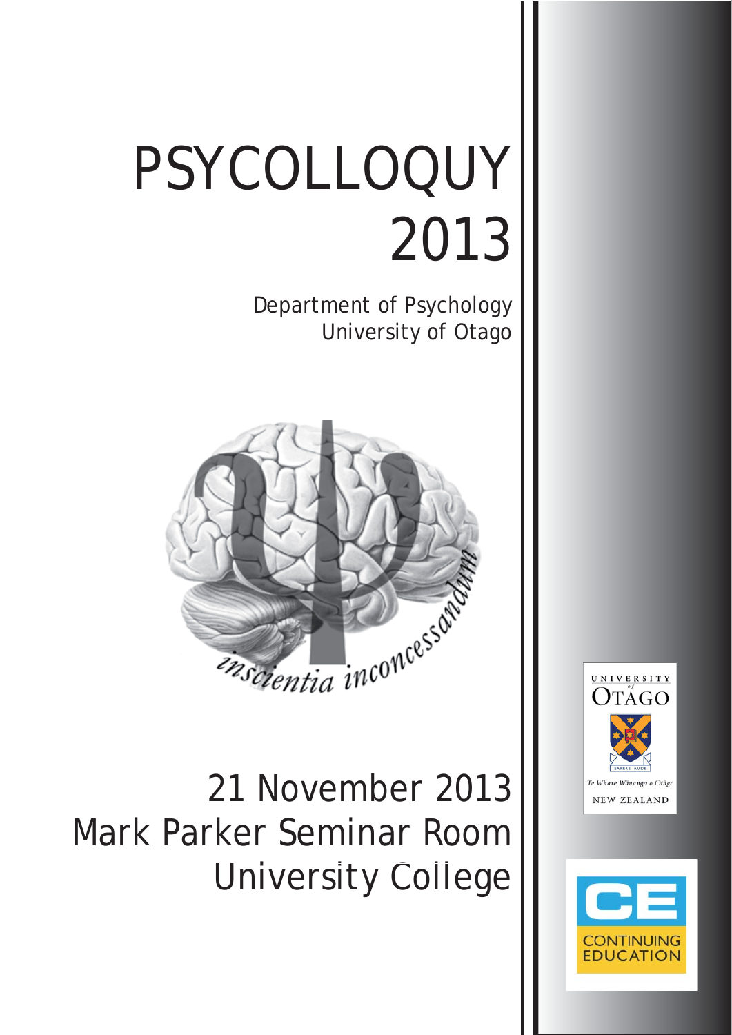# PSYCOLLOQUY 2013

Department of Psychology
University of Otago

*inscientia inconcessandum*

21 November 2013
Mark Parker Seminar Room
University College

UNIVERSITY of OTAGO
SAPERE AUDE
Te Whare Wānanga o Otāgo
NEW ZEALAND

CE
CONTINUING EDUCATION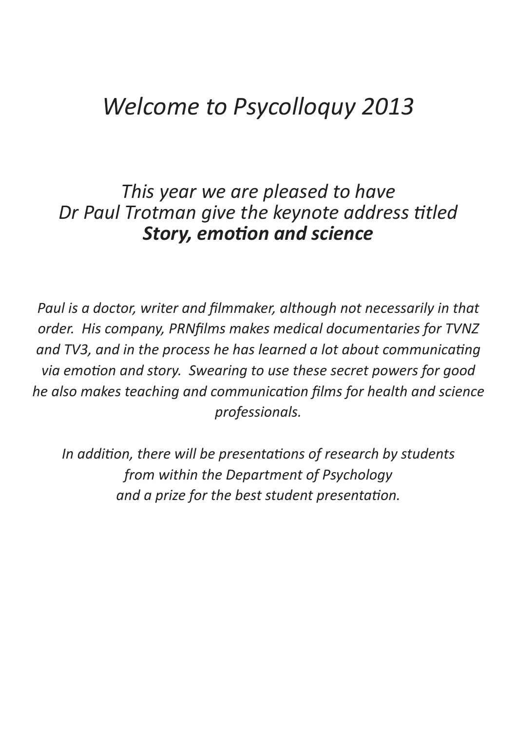# *Welcome to Psycolloquy 2013*

*This year we are pleased to have*
*Dr Paul Trotman give the keynote address titled*
***Story, emotion and science***

*Paul is a doctor, writer and filmmaker, although not necessarily in that order. His company, PRNfilms makes medical documentaries for TVNZ and TV3, and in the process he has learned a lot about communicating via emotion and story. Swearing to use these secret powers for good he also makes teaching and communication films for health and science professionals.*

*In addition, there will be presentations of research by students from within the Department of Psychology and a prize for the best student presentation.*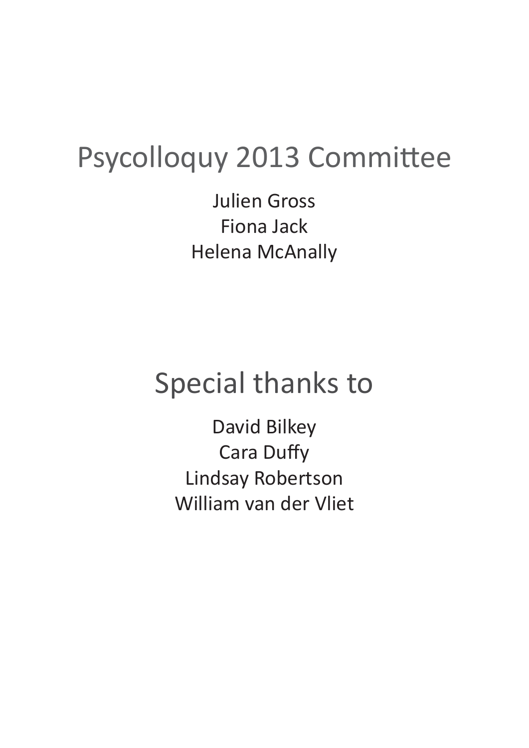# Psycolloquy 2013 Committee

Julien Gross
Fiona Jack
Helena McAnally

# Special thanks to

David Bilkey
Cara Duffy
Lindsay Robertson
William van der Vliet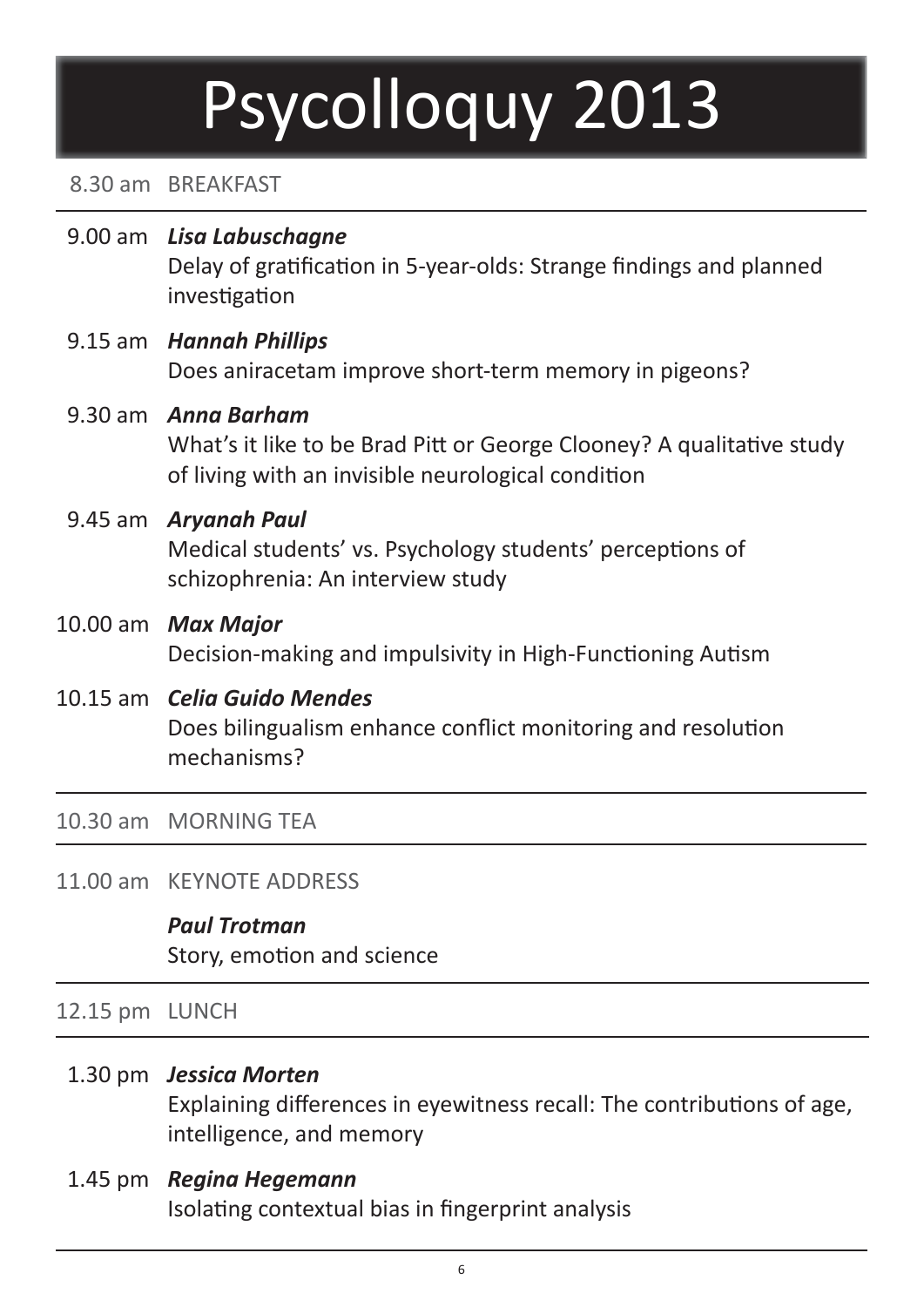# Psycolloquy 2013

8.30 am BREAKFAST

---

9.00 am ***Lisa Labuschagne***
Delay of gratification in 5-year-olds: Strange findings and planned investigation

9.15 am ***Hannah Phillips***
Does aniracetam improve short-term memory in pigeons?

9.30 am ***Anna Barham***
What's it like to be Brad Pitt or George Clooney? A qualitative study of living with an invisible neurological condition

9.45 am ***Aryanah Paul***
Medical students' vs. Psychology students' perceptions of schizophrenia: An interview study

10.00 am ***Max Major***
Decision-making and impulsivity in High-Functioning Autism

10.15 am ***Celia Guido Mendes***
Does bilingualism enhance conflict monitoring and resolution mechanisms?

---

10.30 am MORNING TEA

---

11.00 am KEYNOTE ADDRESS

***Paul Trotman***
Story, emotion and science

---

12.15 pm LUNCH

---

1.30 pm ***Jessica Morten***
Explaining differences in eyewitness recall: The contributions of age, intelligence, and memory

1.45 pm ***Regina Hegemann***
Isolating contextual bias in fingerprint analysis

---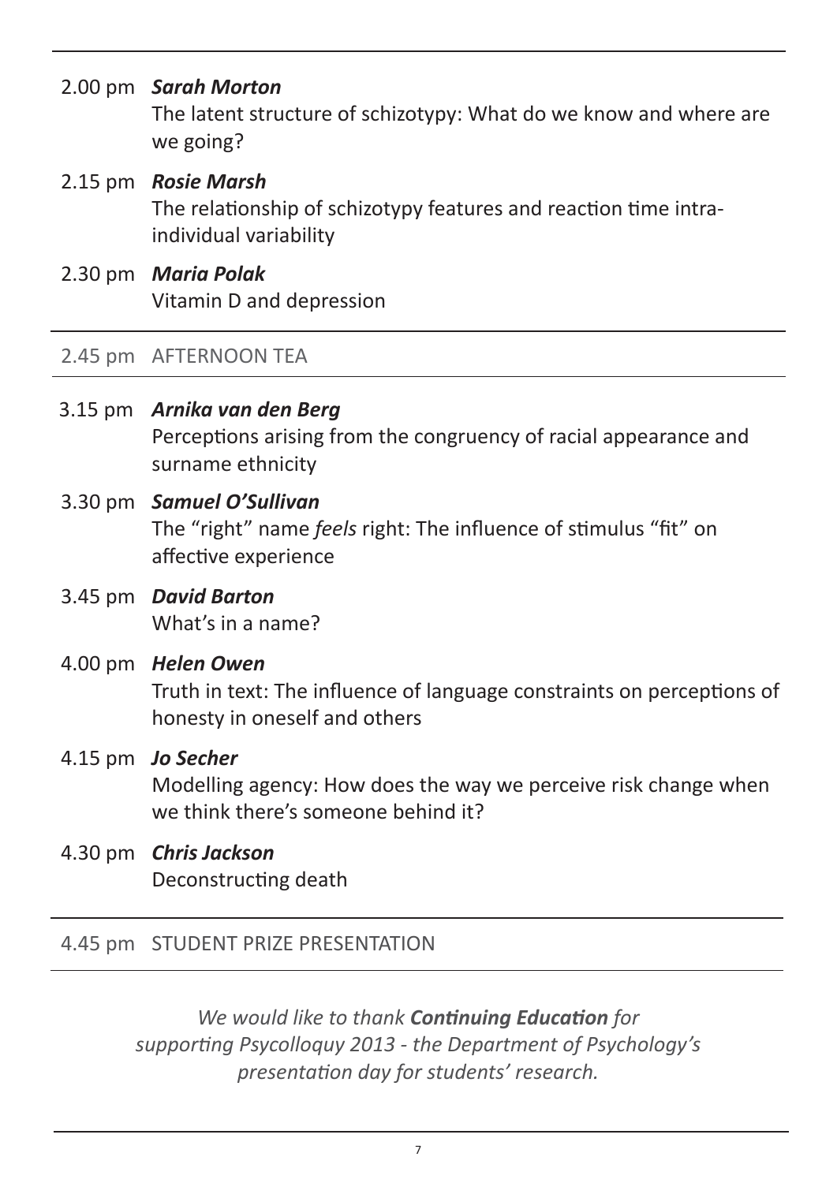2.00 pm ***Sarah Morton***
The latent structure of schizotypy: What do we know and where are we going?

2.15 pm ***Rosie Marsh***
The relationship of schizotypy features and reaction time intra-individual variability

2.30 pm ***Maria Polak***
Vitamin D and depression

---

2.45 pm AFTERNOON TEA

---

3.15 pm ***Arnika van den Berg***
Perceptions arising from the congruency of racial appearance and surname ethnicity

3.30 pm ***Samuel O'Sullivan***
The "right" name *feels* right: The influence of stimulus "fit" on affective experience

3.45 pm ***David Barton***
What's in a name?

4.00 pm ***Helen Owen***
Truth in text: The influence of language constraints on perceptions of honesty in oneself and others

4.15 pm ***Jo Secher***
Modelling agency: How does the way we perceive risk change when we think there's someone behind it?

4.30 pm ***Chris Jackson***
Deconstructing death

---

4.45 pm STUDENT PRIZE PRESENTATION

---

*We would like to thank **Continuing Education** for supporting Psycolloquy 2013 - the Department of Psychology's presentation day for students' research.*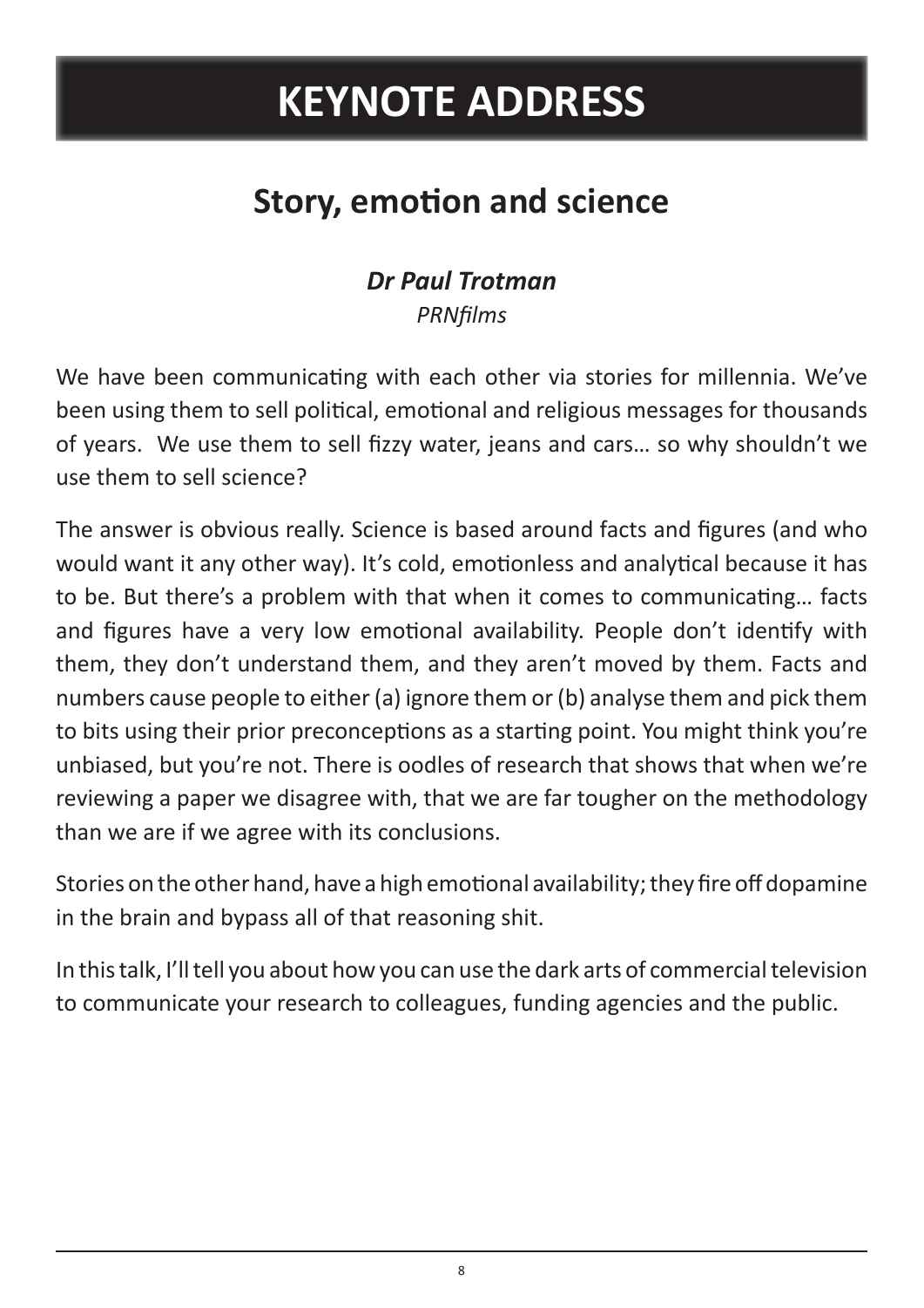# KEYNOTE ADDRESS

## Story, emotion and science

***Dr Paul Trotman***

*PRNfilms*

We have been communicating with each other via stories for millennia. We've been using them to sell political, emotional and religious messages for thousands of years. We use them to sell fizzy water, jeans and cars… so why shouldn't we use them to sell science?

The answer is obvious really. Science is based around facts and figures (and who would want it any other way). It's cold, emotionless and analytical because it has to be. But there's a problem with that when it comes to communicating… facts and figures have a very low emotional availability. People don't identify with them, they don't understand them, and they aren't moved by them. Facts and numbers cause people to either (a) ignore them or (b) analyse them and pick them to bits using their prior preconceptions as a starting point. You might think you're unbiased, but you're not. There is oodles of research that shows that when we're reviewing a paper we disagree with, that we are far tougher on the methodology than we are if we agree with its conclusions.

Stories on the other hand, have a high emotional availability; they fire off dopamine in the brain and bypass all of that reasoning shit.

In this talk, I'll tell you about how you can use the dark arts of commercial television to communicate your research to colleagues, funding agencies and the public.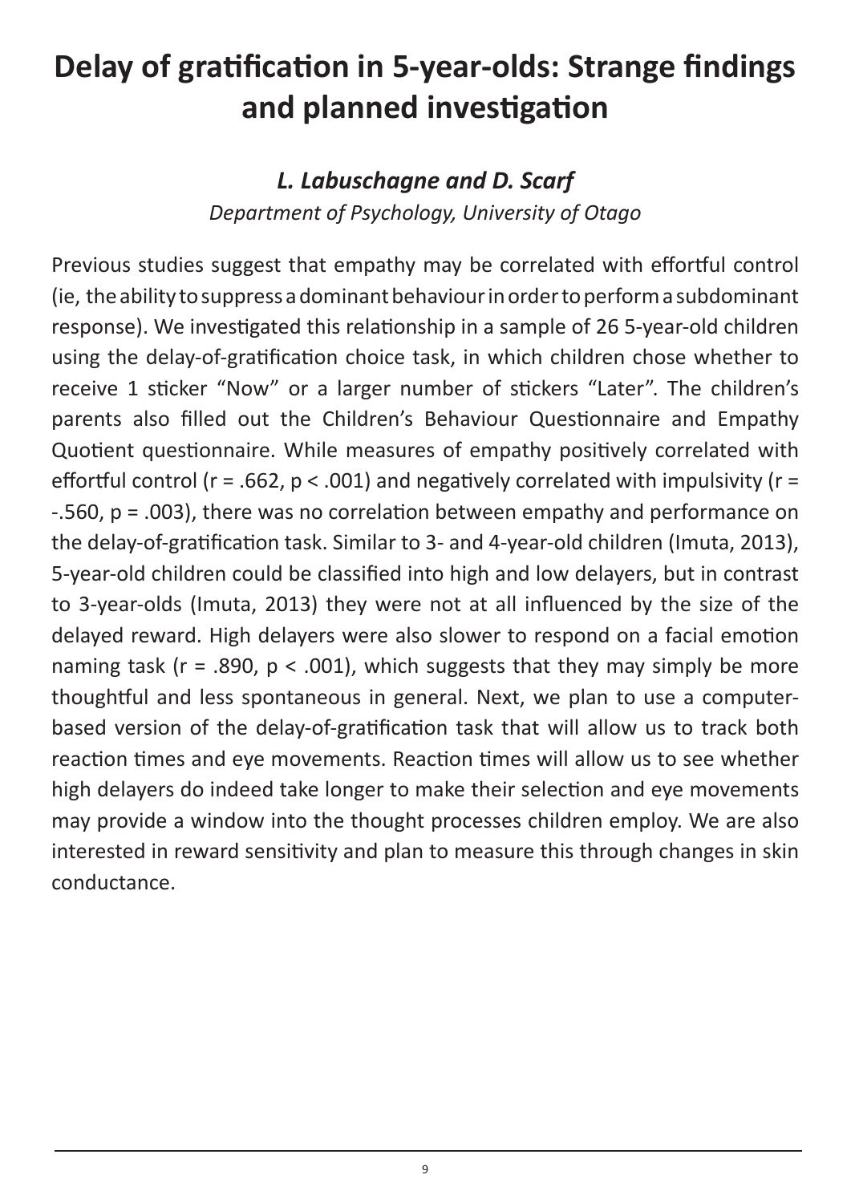# Delay of gratification in 5-year-olds: Strange findings and planned investigation

***L. Labuschagne and D. Scarf***

*Department of Psychology, University of Otago*

Previous studies suggest that empathy may be correlated with effortful control (ie, the ability to suppress a dominant behaviour in order to perform a subdominant response). We investigated this relationship in a sample of 26 5-year-old children using the delay-of-gratification choice task, in which children chose whether to receive 1 sticker "Now" or a larger number of stickers "Later". The children's parents also filled out the Children's Behaviour Questionnaire and Empathy Quotient questionnaire. While measures of empathy positively correlated with effortful control ($r = .662$, $p < .001$) and negatively correlated with impulsivity ($r = -.560$, $p = .003$), there was no correlation between empathy and performance on the delay-of-gratification task. Similar to 3- and 4-year-old children (Imuta, 2013), 5-year-old children could be classified into high and low delayers, but in contrast to 3-year-olds (Imuta, 2013) they were not at all influenced by the size of the delayed reward. High delayers were also slower to respond on a facial emotion naming task ($r = .890$, $p < .001$), which suggests that they may simply be more thoughtful and less spontaneous in general. Next, we plan to use a computer-based version of the delay-of-gratification task that will allow us to track both reaction times and eye movements. Reaction times will allow us to see whether high delayers do indeed take longer to make their selection and eye movements may provide a window into the thought processes children employ. We are also interested in reward sensitivity and plan to measure this through changes in skin conductance.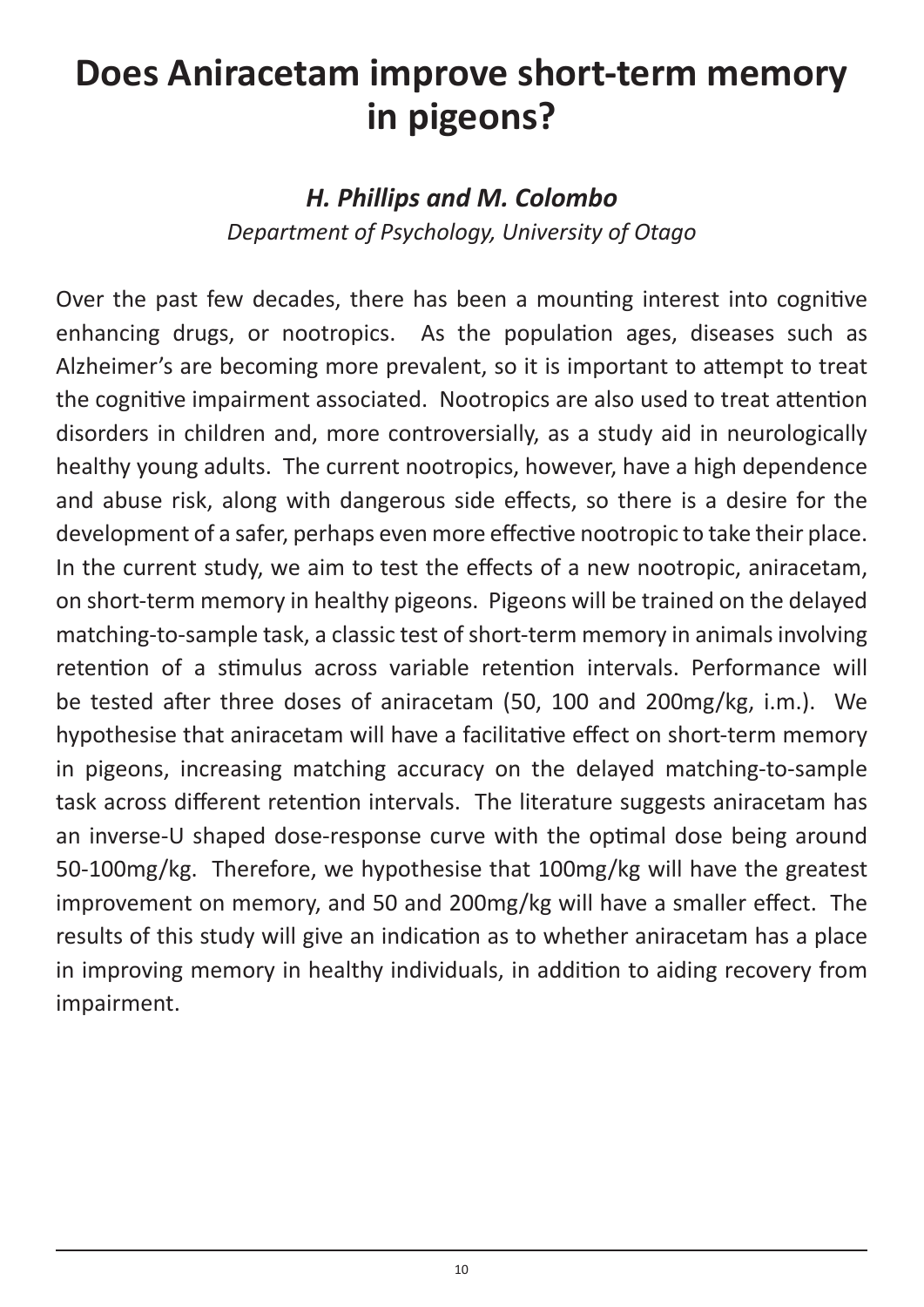# Does Aniracetam improve short-term memory in pigeons?

### *H. Phillips and M. Colombo*

*Department of Psychology, University of Otago*

Over the past few decades, there has been a mounting interest into cognitive enhancing drugs, or nootropics. As the population ages, diseases such as Alzheimer's are becoming more prevalent, so it is important to attempt to treat the cognitive impairment associated. Nootropics are also used to treat attention disorders in children and, more controversially, as a study aid in neurologically healthy young adults. The current nootropics, however, have a high dependence and abuse risk, along with dangerous side effects, so there is a desire for the development of a safer, perhaps even more effective nootropic to take their place. In the current study, we aim to test the effects of a new nootropic, aniracetam, on short-term memory in healthy pigeons. Pigeons will be trained on the delayed matching-to-sample task, a classic test of short-term memory in animals involving retention of a stimulus across variable retention intervals. Performance will be tested after three doses of aniracetam (50, 100 and 200mg/kg, i.m.). We hypothesise that aniracetam will have a facilitative effect on short-term memory in pigeons, increasing matching accuracy on the delayed matching-to-sample task across different retention intervals. The literature suggests aniracetam has an inverse-U shaped dose-response curve with the optimal dose being around 50-100mg/kg. Therefore, we hypothesise that 100mg/kg will have the greatest improvement on memory, and 50 and 200mg/kg will have a smaller effect. The results of this study will give an indication as to whether aniracetam has a place in improving memory in healthy individuals, in addition to aiding recovery from impairment.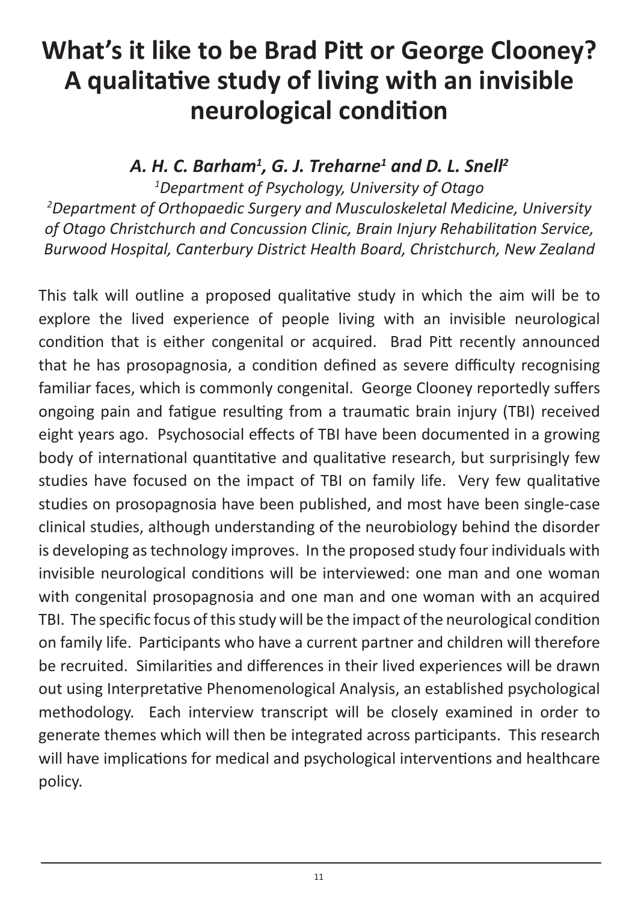# What's it like to be Brad Pitt or George Clooney? A qualitative study of living with an invisible neurological condition

***A. H. C. Barham[1], G. J. Treharne[1] and D. L. Snell[2]***

*[1]Department of Psychology, University of Otago*

*[2]Department of Orthopaedic Surgery and Musculoskeletal Medicine, University of Otago Christchurch and Concussion Clinic, Brain Injury Rehabilitation Service, Burwood Hospital, Canterbury District Health Board, Christchurch, New Zealand*

This talk will outline a proposed qualitative study in which the aim will be to explore the lived experience of people living with an invisible neurological condition that is either congenital or acquired. Brad Pitt recently announced that he has prosopagnosia, a condition defined as severe difficulty recognising familiar faces, which is commonly congenital. George Clooney reportedly suffers ongoing pain and fatigue resulting from a traumatic brain injury (TBI) received eight years ago. Psychosocial effects of TBI have been documented in a growing body of international quantitative and qualitative research, but surprisingly few studies have focused on the impact of TBI on family life. Very few qualitative studies on prosopagnosia have been published, and most have been single-case clinical studies, although understanding of the neurobiology behind the disorder is developing as technology improves. In the proposed study four individuals with invisible neurological conditions will be interviewed: one man and one woman with congenital prosopagnosia and one man and one woman with an acquired TBI. The specific focus of this study will be the impact of the neurological condition on family life. Participants who have a current partner and children will therefore be recruited. Similarities and differences in their lived experiences will be drawn out using Interpretative Phenomenological Analysis, an established psychological methodology. Each interview transcript will be closely examined in order to generate themes which will then be integrated across participants. This research will have implications for medical and psychological interventions and healthcare policy.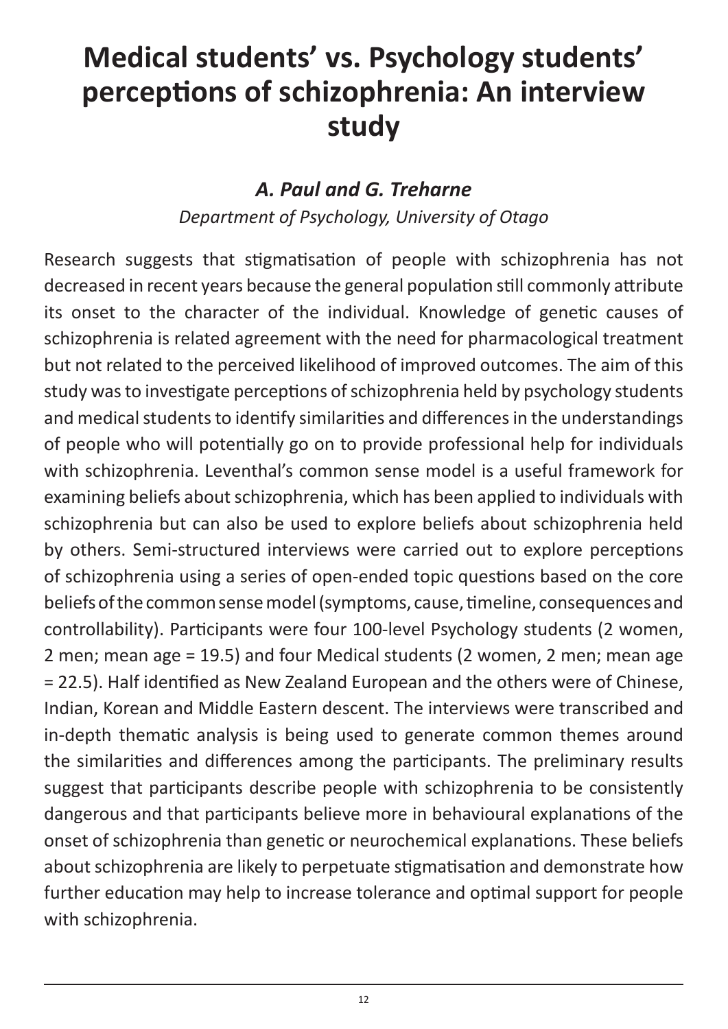# Medical students' vs. Psychology students' perceptions of schizophrenia: An interview study

### *A. Paul and G. Treharne*

*Department of Psychology, University of Otago*

Research suggests that stigmatisation of people with schizophrenia has not decreased in recent years because the general population still commonly attribute its onset to the character of the individual. Knowledge of genetic causes of schizophrenia is related agreement with the need for pharmacological treatment but not related to the perceived likelihood of improved outcomes. The aim of this study was to investigate perceptions of schizophrenia held by psychology students and medical students to identify similarities and differences in the understandings of people who will potentially go on to provide professional help for individuals with schizophrenia. Leventhal's common sense model is a useful framework for examining beliefs about schizophrenia, which has been applied to individuals with schizophrenia but can also be used to explore beliefs about schizophrenia held by others. Semi-structured interviews were carried out to explore perceptions of schizophrenia using a series of open-ended topic questions based on the core beliefs of the common sense model (symptoms, cause, timeline, consequences and controllability). Participants were four 100-level Psychology students (2 women, 2 men; mean age = 19.5) and four Medical students (2 women, 2 men; mean age = 22.5). Half identified as New Zealand European and the others were of Chinese, Indian, Korean and Middle Eastern descent. The interviews were transcribed and in-depth thematic analysis is being used to generate common themes around the similarities and differences among the participants. The preliminary results suggest that participants describe people with schizophrenia to be consistently dangerous and that participants believe more in behavioural explanations of the onset of schizophrenia than genetic or neurochemical explanations. These beliefs about schizophrenia are likely to perpetuate stigmatisation and demonstrate how further education may help to increase tolerance and optimal support for people with schizophrenia.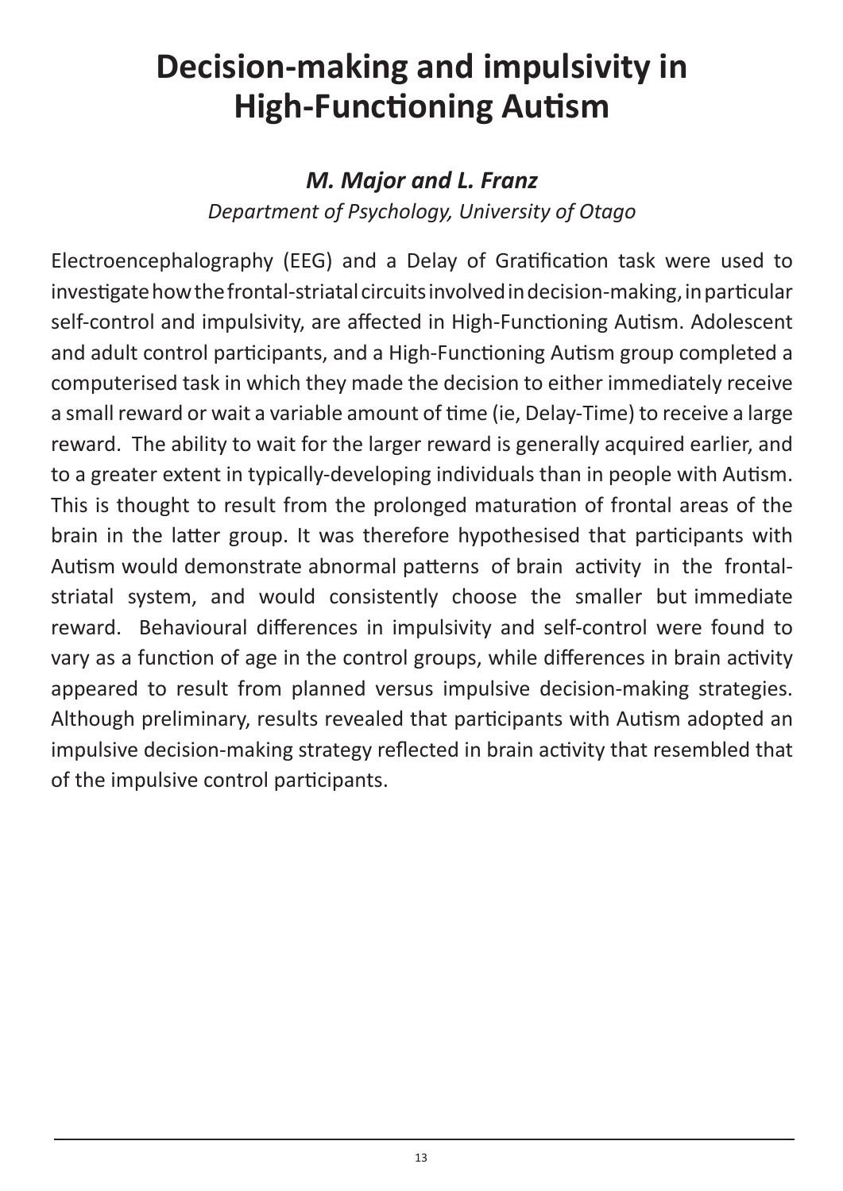# Decision-making and impulsivity in High-Functioning Autism

### *M. Major and L. Franz*

*Department of Psychology, University of Otago*

Electroencephalography (EEG) and a Delay of Gratification task were used to investigate how the frontal-striatal circuits involved in decision-making, in particular self-control and impulsivity, are affected in High-Functioning Autism. Adolescent and adult control participants, and a High-Functioning Autism group completed a computerised task in which they made the decision to either immediately receive a small reward or wait a variable amount of time (ie, Delay-Time) to receive a large reward. The ability to wait for the larger reward is generally acquired earlier, and to a greater extent in typically-developing individuals than in people with Autism. This is thought to result from the prolonged maturation of frontal areas of the brain in the latter group. It was therefore hypothesised that participants with Autism would demonstrate abnormal patterns of brain activity in the frontal-striatal system, and would consistently choose the smaller but immediate reward. Behavioural differences in impulsivity and self-control were found to vary as a function of age in the control groups, while differences in brain activity appeared to result from planned versus impulsive decision-making strategies. Although preliminary, results revealed that participants with Autism adopted an impulsive decision-making strategy reflected in brain activity that resembled that of the impulsive control participants.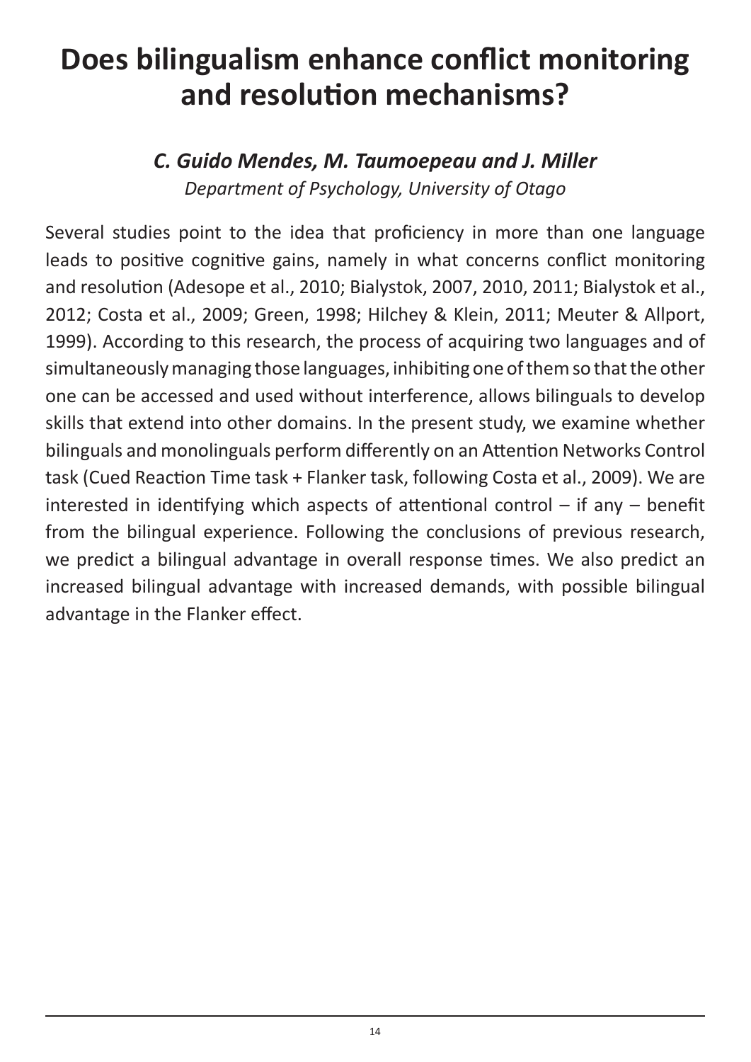# Does bilingualism enhance conflict monitoring and resolution mechanisms?

***C. Guido Mendes, M. Taumoepeau and J. Miller***

*Department of Psychology, University of Otago*

Several studies point to the idea that proficiency in more than one language leads to positive cognitive gains, namely in what concerns conflict monitoring and resolution (Adesope et al., 2010; Bialystok, 2007, 2010, 2011; Bialystok et al., 2012; Costa et al., 2009; Green, 1998; Hilchey & Klein, 2011; Meuter & Allport, 1999). According to this research, the process of acquiring two languages and of simultaneously managing those languages, inhibiting one of them so that the other one can be accessed and used without interference, allows bilinguals to develop skills that extend into other domains. In the present study, we examine whether bilinguals and monolinguals perform differently on an Attention Networks Control task (Cued Reaction Time task + Flanker task, following Costa et al., 2009). We are interested in identifying which aspects of attentional control – if any – benefit from the bilingual experience. Following the conclusions of previous research, we predict a bilingual advantage in overall response times. We also predict an increased bilingual advantage with increased demands, with possible bilingual advantage in the Flanker effect.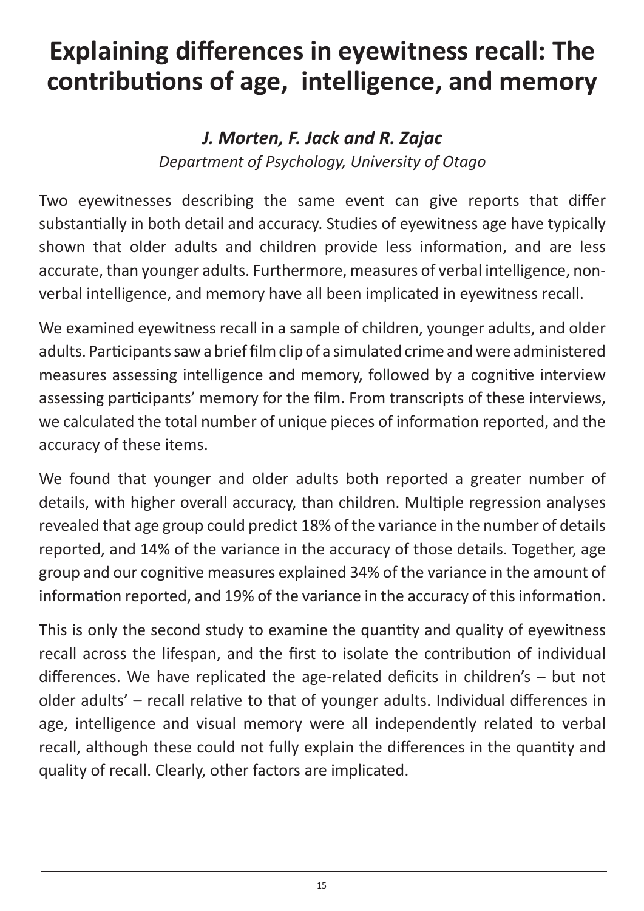# Explaining differences in eyewitness recall: The contributions of age, intelligence, and memory

***J. Morten, F. Jack and R. Zajac***

*Department of Psychology, University of Otago*

Two eyewitnesses describing the same event can give reports that differ substantially in both detail and accuracy. Studies of eyewitness age have typically shown that older adults and children provide less information, and are less accurate, than younger adults. Furthermore, measures of verbal intelligence, non-verbal intelligence, and memory have all been implicated in eyewitness recall.

We examined eyewitness recall in a sample of children, younger adults, and older adults. Participants saw a brief film clip of a simulated crime and were administered measures assessing intelligence and memory, followed by a cognitive interview assessing participants' memory for the film. From transcripts of these interviews, we calculated the total number of unique pieces of information reported, and the accuracy of these items.

We found that younger and older adults both reported a greater number of details, with higher overall accuracy, than children. Multiple regression analyses revealed that age group could predict 18% of the variance in the number of details reported, and 14% of the variance in the accuracy of those details. Together, age group and our cognitive measures explained 34% of the variance in the amount of information reported, and 19% of the variance in the accuracy of this information.

This is only the second study to examine the quantity and quality of eyewitness recall across the lifespan, and the first to isolate the contribution of individual differences. We have replicated the age-related deficits in children's – but not older adults' – recall relative to that of younger adults. Individual differences in age, intelligence and visual memory were all independently related to verbal recall, although these could not fully explain the differences in the quantity and quality of recall. Clearly, other factors are implicated.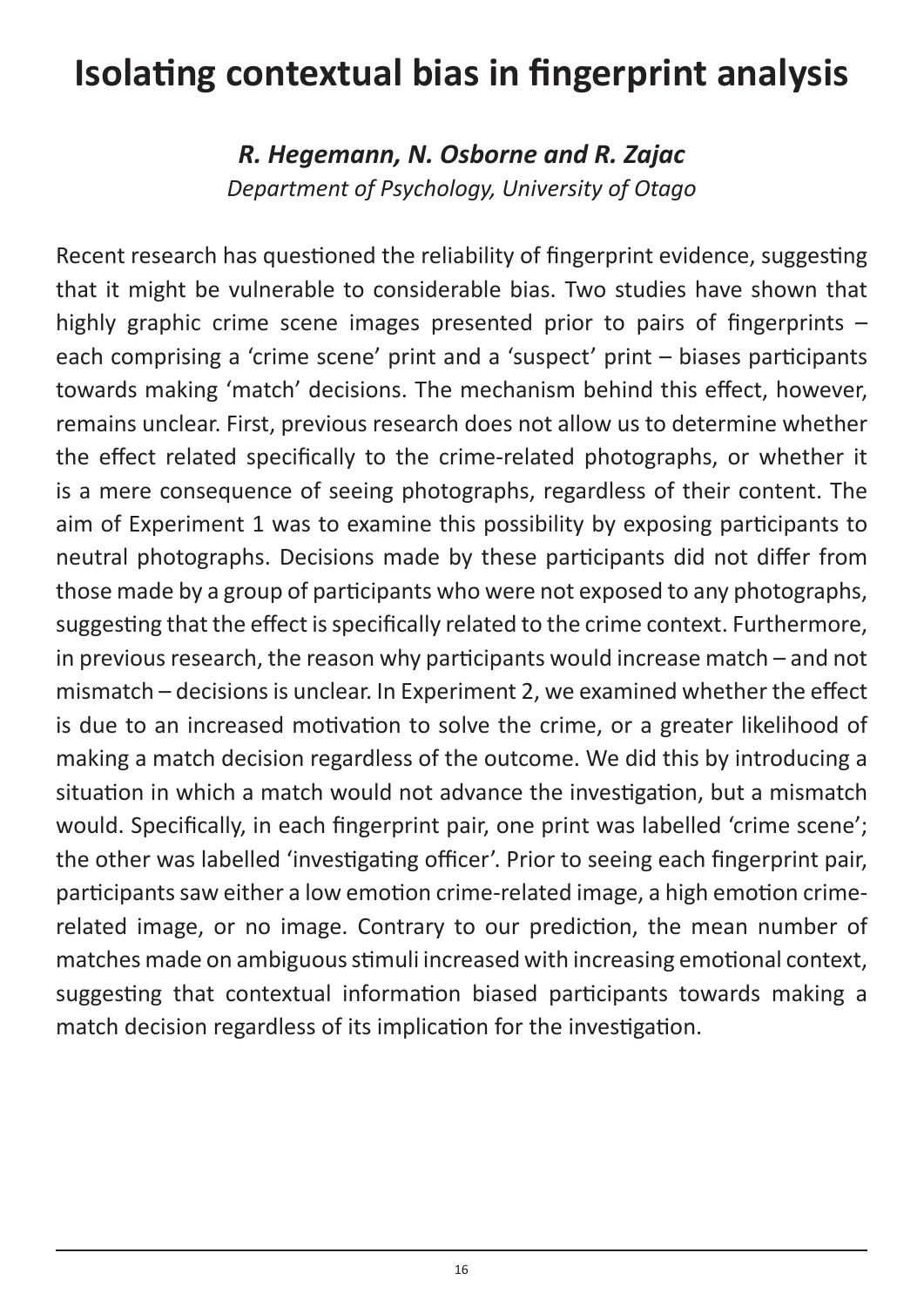# Isolating contextual bias in fingerprint analysis

***R. Hegemann, N. Osborne and R. Zajac***

*Department of Psychology, University of Otago*

Recent research has questioned the reliability of fingerprint evidence, suggesting that it might be vulnerable to considerable bias. Two studies have shown that highly graphic crime scene images presented prior to pairs of fingerprints – each comprising a 'crime scene' print and a 'suspect' print – biases participants towards making 'match' decisions. The mechanism behind this effect, however, remains unclear. First, previous research does not allow us to determine whether the effect related specifically to the crime-related photographs, or whether it is a mere consequence of seeing photographs, regardless of their content. The aim of Experiment 1 was to examine this possibility by exposing participants to neutral photographs. Decisions made by these participants did not differ from those made by a group of participants who were not exposed to any photographs, suggesting that the effect is specifically related to the crime context. Furthermore, in previous research, the reason why participants would increase match – and not mismatch – decisions is unclear. In Experiment 2, we examined whether the effect is due to an increased motivation to solve the crime, or a greater likelihood of making a match decision regardless of the outcome. We did this by introducing a situation in which a match would not advance the investigation, but a mismatch would. Specifically, in each fingerprint pair, one print was labelled 'crime scene'; the other was labelled 'investigating officer'. Prior to seeing each fingerprint pair, participants saw either a low emotion crime-related image, a high emotion crime-related image, or no image. Contrary to our prediction, the mean number of matches made on ambiguous stimuli increased with increasing emotional context, suggesting that contextual information biased participants towards making a match decision regardless of its implication for the investigation.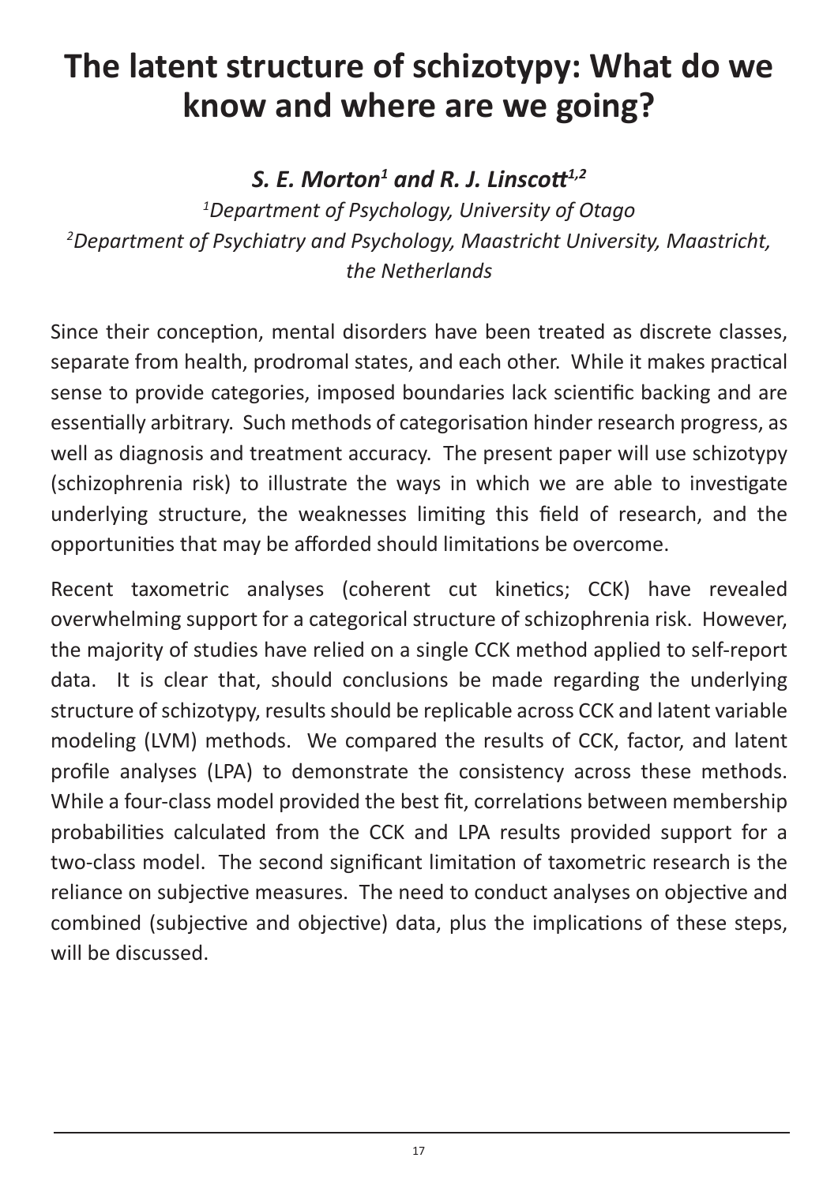# The latent structure of schizotypy: What do we know and where are we going?

***S. E. Morton[1] and R. J. Linscott[1,2]***

*[1]Department of Psychology, University of Otago*
*[2]Department of Psychiatry and Psychology, Maastricht University, Maastricht, the Netherlands*

Since their conception, mental disorders have been treated as discrete classes, separate from health, prodromal states, and each other. While it makes practical sense to provide categories, imposed boundaries lack scientific backing and are essentially arbitrary. Such methods of categorisation hinder research progress, as well as diagnosis and treatment accuracy. The present paper will use schizotypy (schizophrenia risk) to illustrate the ways in which we are able to investigate underlying structure, the weaknesses limiting this field of research, and the opportunities that may be afforded should limitations be overcome.

Recent taxometric analyses (coherent cut kinetics; CCK) have revealed overwhelming support for a categorical structure of schizophrenia risk. However, the majority of studies have relied on a single CCK method applied to self-report data. It is clear that, should conclusions be made regarding the underlying structure of schizotypy, results should be replicable across CCK and latent variable modeling (LVM) methods. We compared the results of CCK, factor, and latent profile analyses (LPA) to demonstrate the consistency across these methods. While a four-class model provided the best fit, correlations between membership probabilities calculated from the CCK and LPA results provided support for a two-class model. The second significant limitation of taxometric research is the reliance on subjective measures. The need to conduct analyses on objective and combined (subjective and objective) data, plus the implications of these steps, will be discussed.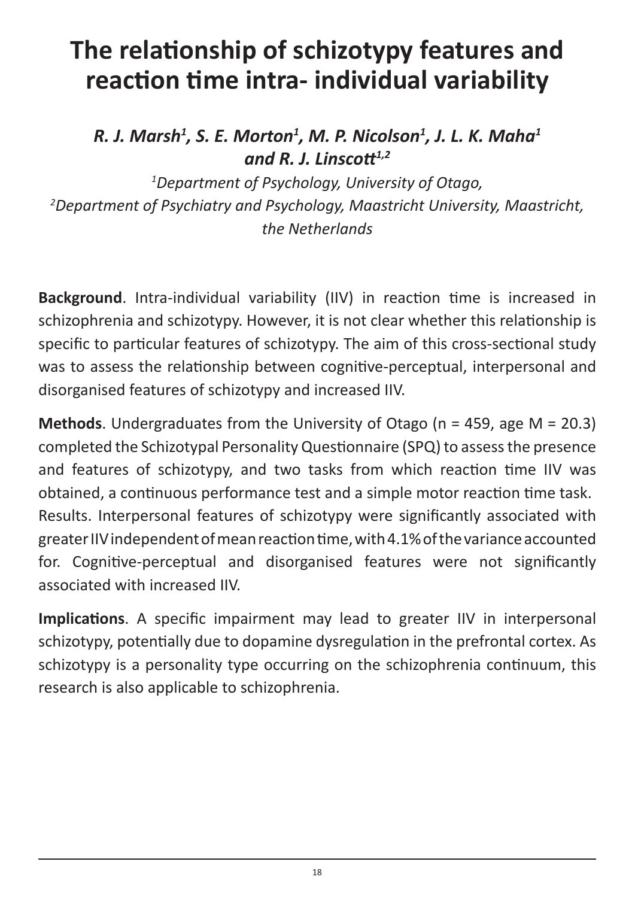# The relationship of schizotypy features and reaction time intra- individual variability

***R. J. Marsh[1], S. E. Morton[1], M. P. Nicolson[1], J. L. K. Maha[1] and R. J. Linscott[1,2]***

*[1]Department of Psychology, University of Otago,*
*[2]Department of Psychiatry and Psychology, Maastricht University, Maastricht, the Netherlands*

**Background**. Intra-individual variability (IIV) in reaction time is increased in schizophrenia and schizotypy. However, it is not clear whether this relationship is specific to particular features of schizotypy. The aim of this cross-sectional study was to assess the relationship between cognitive-perceptual, interpersonal and disorganised features of schizotypy and increased IIV.

**Methods**. Undergraduates from the University of Otago (n = 459, age M = 20.3) completed the Schizotypal Personality Questionnaire (SPQ) to assess the presence and features of schizotypy, and two tasks from which reaction time IIV was obtained, a continuous performance test and a simple motor reaction time task. Results. Interpersonal features of schizotypy were significantly associated with greater IIV independent of mean reaction time, with 4.1% of the variance accounted for. Cognitive-perceptual and disorganised features were not significantly associated with increased IIV.

**Implications**. A specific impairment may lead to greater IIV in interpersonal schizotypy, potentially due to dopamine dysregulation in the prefrontal cortex. As schizotypy is a personality type occurring on the schizophrenia continuum, this research is also applicable to schizophrenia.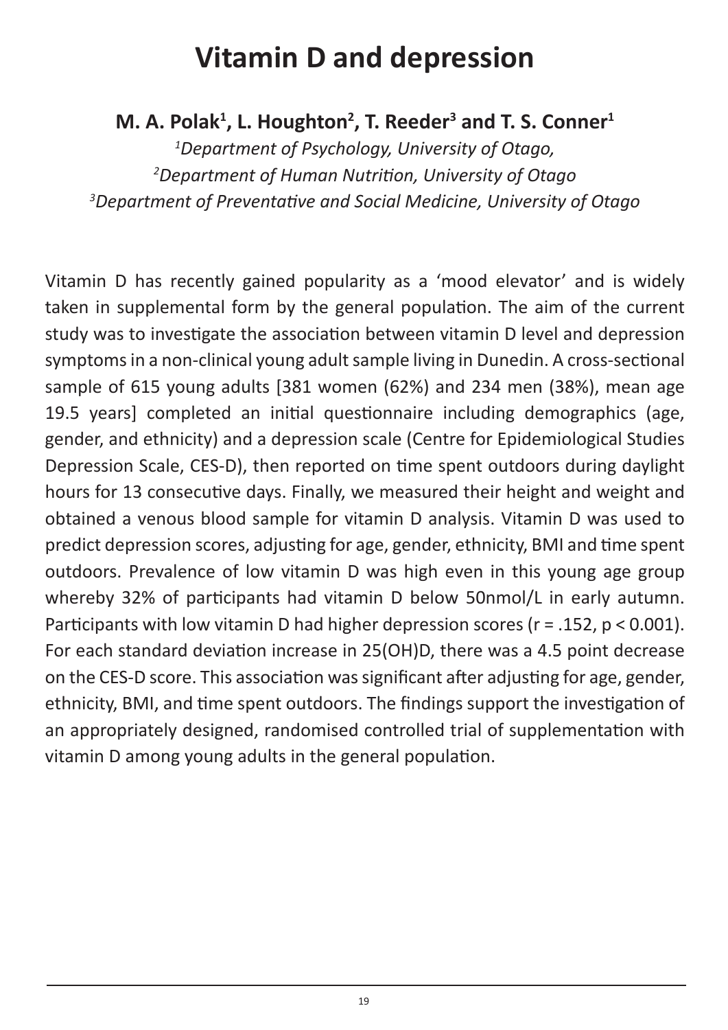# Vitamin D and depression

**M. A. Polak[1], L. Houghton[2], T. Reeder[3] and T. S. Conner[1]**

*[1]Department of Psychology, University of Otago,*
*[2]Department of Human Nutrition, University of Otago*
*[3]Department of Preventative and Social Medicine, University of Otago*

Vitamin D has recently gained popularity as a 'mood elevator' and is widely taken in supplemental form by the general population. The aim of the current study was to investigate the association between vitamin D level and depression symptoms in a non-clinical young adult sample living in Dunedin. A cross-sectional sample of 615 young adults [381 women (62%) and 234 men (38%), mean age 19.5 years] completed an initial questionnaire including demographics (age, gender, and ethnicity) and a depression scale (Centre for Epidemiological Studies Depression Scale, CES-D), then reported on time spent outdoors during daylight hours for 13 consecutive days. Finally, we measured their height and weight and obtained a venous blood sample for vitamin D analysis. Vitamin D was used to predict depression scores, adjusting for age, gender, ethnicity, BMI and time spent outdoors. Prevalence of low vitamin D was high even in this young age group whereby 32% of participants had vitamin D below 50nmol/L in early autumn. Participants with low vitamin D had higher depression scores ($r = .152$, $p < 0.001$). For each standard deviation increase in 25(OH)D, there was a 4.5 point decrease on the CES-D score. This association was significant after adjusting for age, gender, ethnicity, BMI, and time spent outdoors. The findings support the investigation of an appropriately designed, randomised controlled trial of supplementation with vitamin D among young adults in the general population.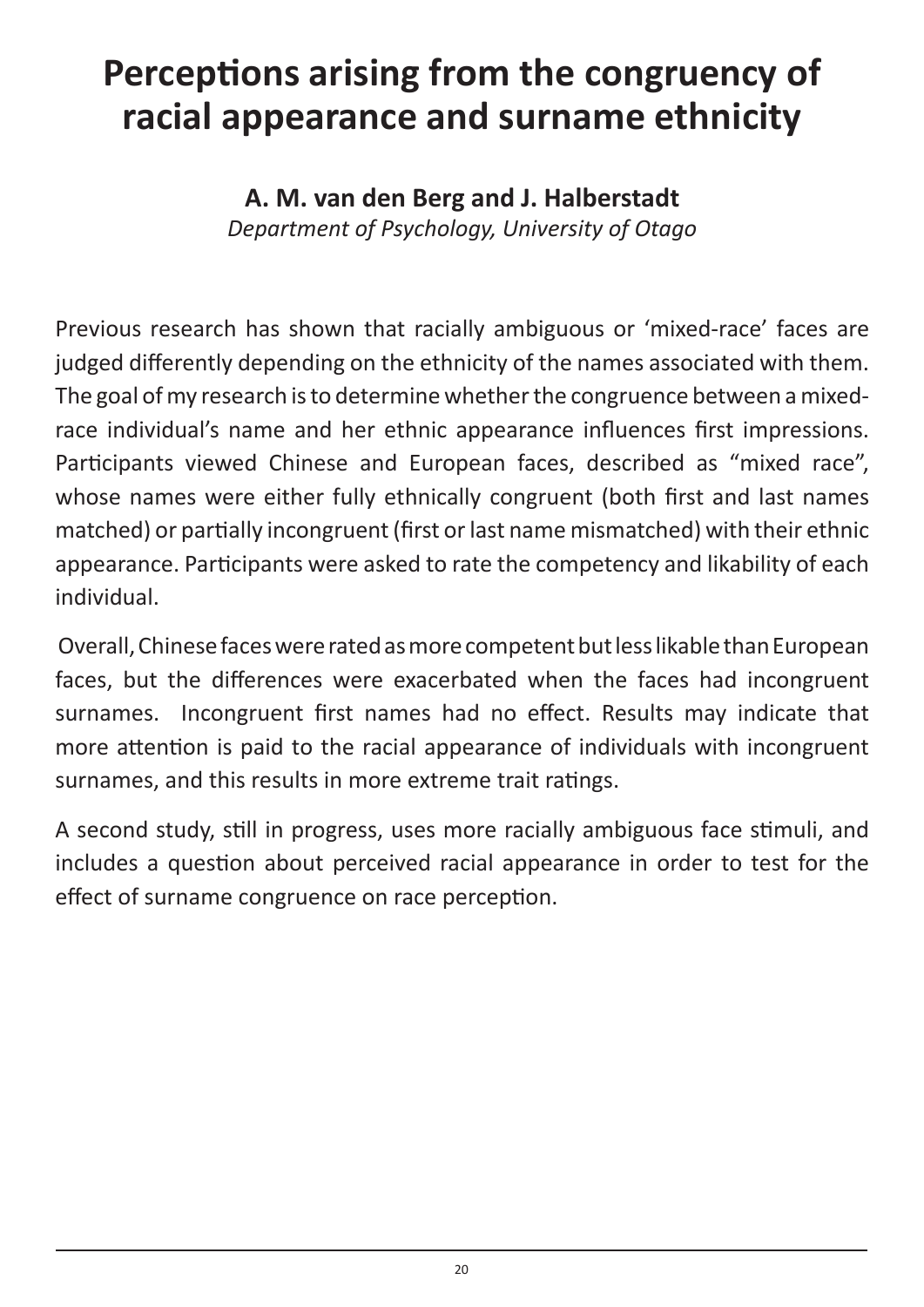# Perceptions arising from the congruency of racial appearance and surname ethnicity

**A. M. van den Berg and J. Halberstadt**

*Department of Psychology, University of Otago*

Previous research has shown that racially ambiguous or 'mixed-race' faces are judged differently depending on the ethnicity of the names associated with them. The goal of my research is to determine whether the congruence between a mixed-race individual's name and her ethnic appearance influences first impressions. Participants viewed Chinese and European faces, described as "mixed race", whose names were either fully ethnically congruent (both first and last names matched) or partially incongruent (first or last name mismatched) with their ethnic appearance. Participants were asked to rate the competency and likability of each individual.

Overall, Chinese faces were rated as more competent but less likable than European faces, but the differences were exacerbated when the faces had incongruent surnames. Incongruent first names had no effect. Results may indicate that more attention is paid to the racial appearance of individuals with incongruent surnames, and this results in more extreme trait ratings.

A second study, still in progress, uses more racially ambiguous face stimuli, and includes a question about perceived racial appearance in order to test for the effect of surname congruence on race perception.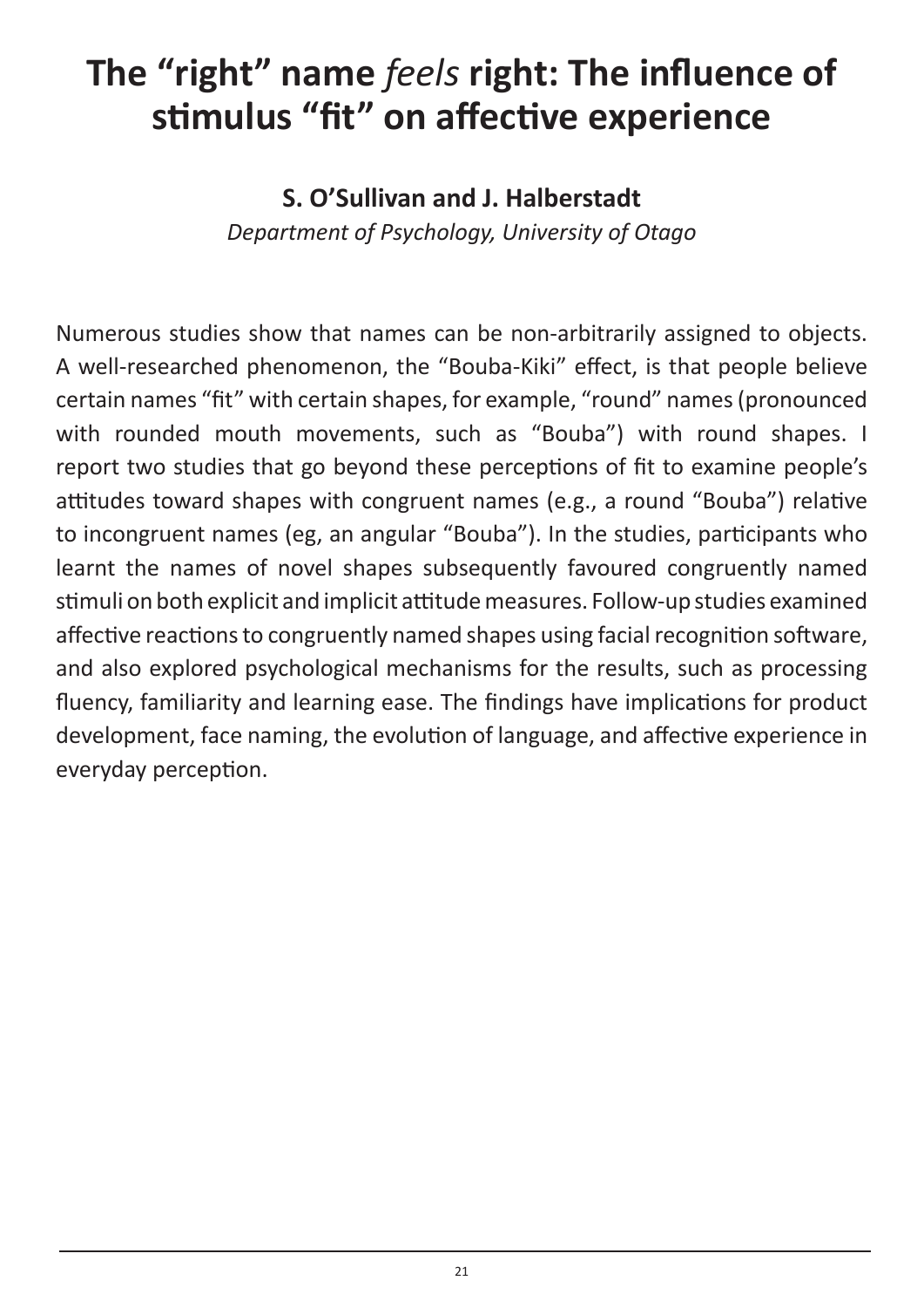# The "right" name *feels* right: The influence of stimulus "fit" on affective experience

**S. O'Sullivan and J. Halberstadt**

*Department of Psychology, University of Otago*

Numerous studies show that names can be non-arbitrarily assigned to objects. A well-researched phenomenon, the "Bouba-Kiki" effect, is that people believe certain names "fit" with certain shapes, for example, "round" names (pronounced with rounded mouth movements, such as "Bouba") with round shapes. I report two studies that go beyond these perceptions of fit to examine people's attitudes toward shapes with congruent names (e.g., a round "Bouba") relative to incongruent names (eg, an angular "Bouba"). In the studies, participants who learnt the names of novel shapes subsequently favoured congruently named stimuli on both explicit and implicit attitude measures. Follow-up studies examined affective reactions to congruently named shapes using facial recognition software, and also explored psychological mechanisms for the results, such as processing fluency, familiarity and learning ease. The findings have implications for product development, face naming, the evolution of language, and affective experience in everyday perception.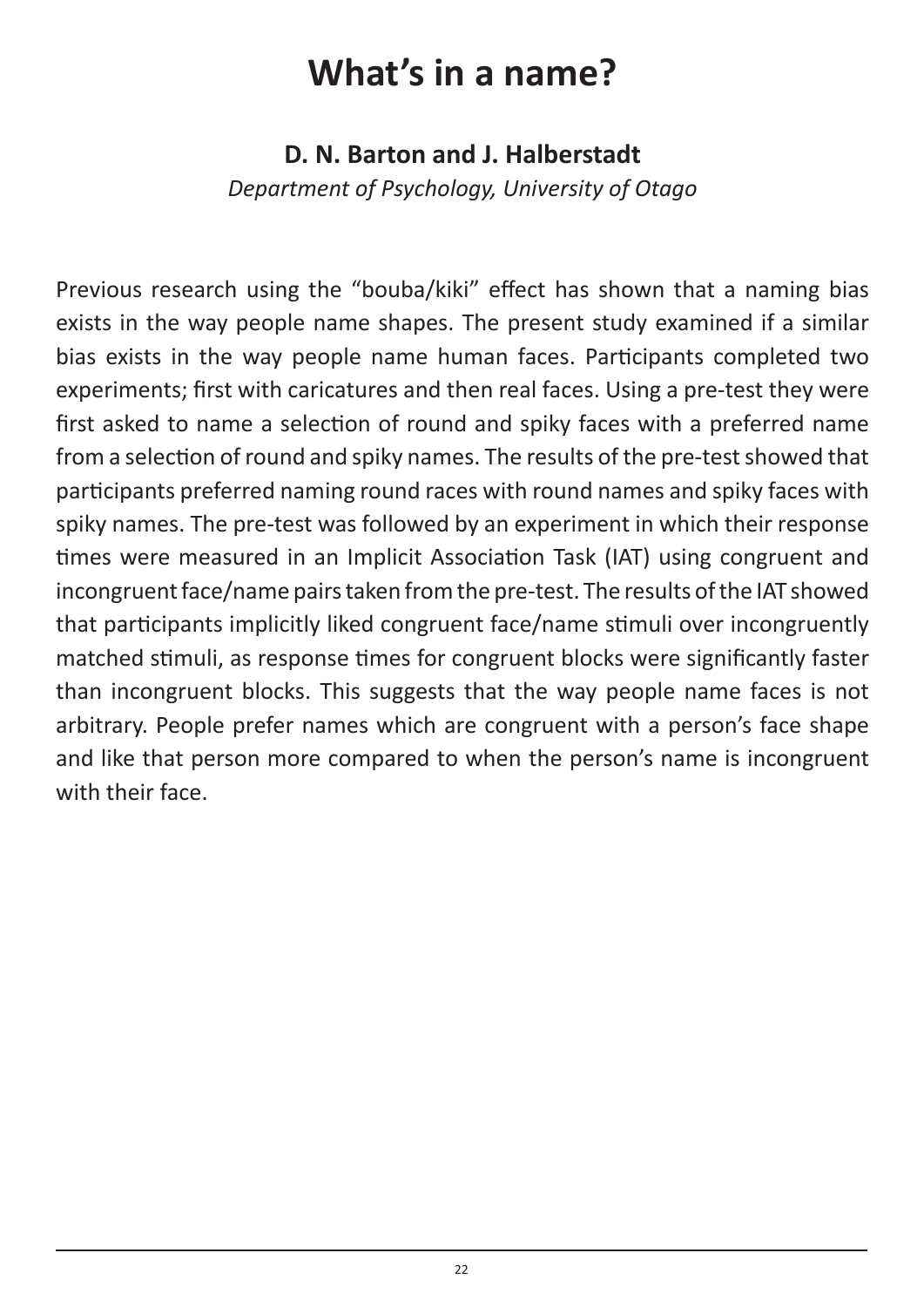# What's in a name?

**D. N. Barton and J. Halberstadt**

*Department of Psychology, University of Otago*

Previous research using the "bouba/kiki" effect has shown that a naming bias exists in the way people name shapes. The present study examined if a similar bias exists in the way people name human faces. Participants completed two experiments; first with caricatures and then real faces. Using a pre-test they were first asked to name a selection of round and spiky faces with a preferred name from a selection of round and spiky names. The results of the pre-test showed that participants preferred naming round races with round names and spiky faces with spiky names. The pre-test was followed by an experiment in which their response times were measured in an Implicit Association Task (IAT) using congruent and incongruent face/name pairs taken from the pre-test. The results of the IAT showed that participants implicitly liked congruent face/name stimuli over incongruently matched stimuli, as response times for congruent blocks were significantly faster than incongruent blocks. This suggests that the way people name faces is not arbitrary. People prefer names which are congruent with a person's face shape and like that person more compared to when the person's name is incongruent with their face.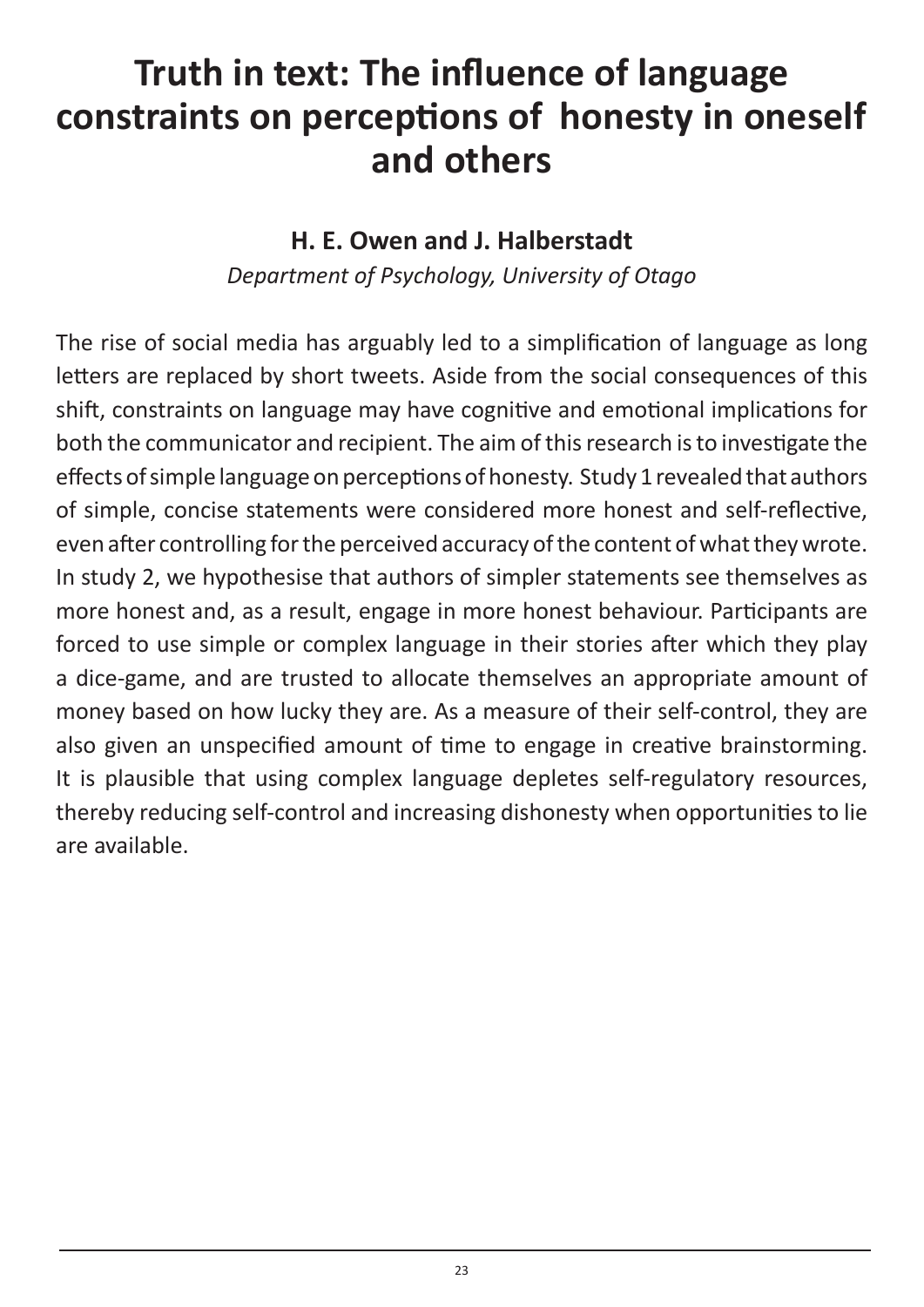# Truth in text: The influence of language constraints on perceptions of honesty in oneself and others

**H. E. Owen and J. Halberstadt**

*Department of Psychology, University of Otago*

The rise of social media has arguably led to a simplification of language as long letters are replaced by short tweets. Aside from the social consequences of this shift, constraints on language may have cognitive and emotional implications for both the communicator and recipient. The aim of this research is to investigate the effects of simple language on perceptions of honesty. Study 1 revealed that authors of simple, concise statements were considered more honest and self-reflective, even after controlling for the perceived accuracy of the content of what they wrote. In study 2, we hypothesise that authors of simpler statements see themselves as more honest and, as a result, engage in more honest behaviour. Participants are forced to use simple or complex language in their stories after which they play a dice-game, and are trusted to allocate themselves an appropriate amount of money based on how lucky they are. As a measure of their self-control, they are also given an unspecified amount of time to engage in creative brainstorming. It is plausible that using complex language depletes self-regulatory resources, thereby reducing self-control and increasing dishonesty when opportunities to lie are available.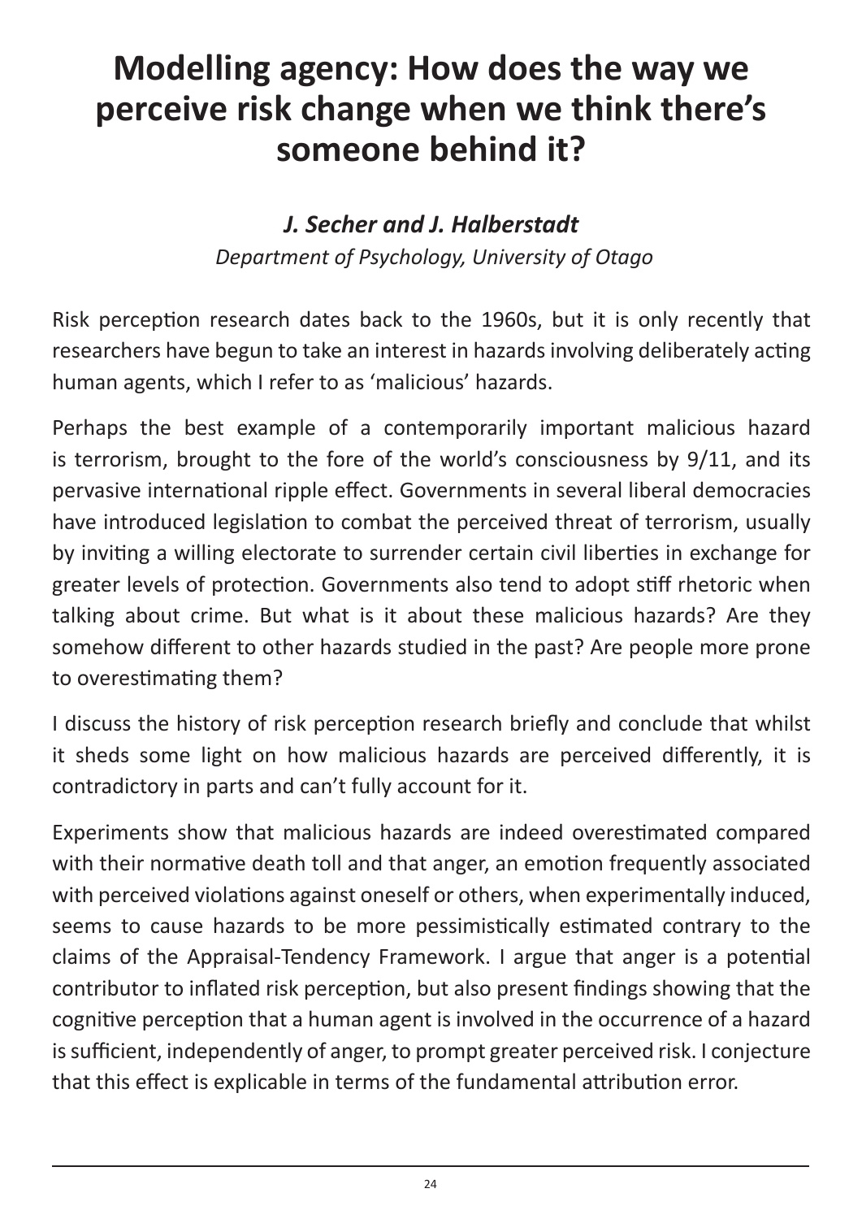# Modelling agency: How does the way we perceive risk change when we think there's someone behind it?

***J. Secher and J. Halberstadt***

*Department of Psychology, University of Otago*

Risk perception research dates back to the 1960s, but it is only recently that researchers have begun to take an interest in hazards involving deliberately acting human agents, which I refer to as 'malicious' hazards.

Perhaps the best example of a contemporarily important malicious hazard is terrorism, brought to the fore of the world's consciousness by 9/11, and its pervasive international ripple effect. Governments in several liberal democracies have introduced legislation to combat the perceived threat of terrorism, usually by inviting a willing electorate to surrender certain civil liberties in exchange for greater levels of protection. Governments also tend to adopt stiff rhetoric when talking about crime. But what is it about these malicious hazards? Are they somehow different to other hazards studied in the past? Are people more prone to overestimating them?

I discuss the history of risk perception research briefly and conclude that whilst it sheds some light on how malicious hazards are perceived differently, it is contradictory in parts and can't fully account for it.

Experiments show that malicious hazards are indeed overestimated compared with their normative death toll and that anger, an emotion frequently associated with perceived violations against oneself or others, when experimentally induced, seems to cause hazards to be more pessimistically estimated contrary to the claims of the Appraisal-Tendency Framework. I argue that anger is a potential contributor to inflated risk perception, but also present findings showing that the cognitive perception that a human agent is involved in the occurrence of a hazard is sufficient, independently of anger, to prompt greater perceived risk. I conjecture that this effect is explicable in terms of the fundamental attribution error.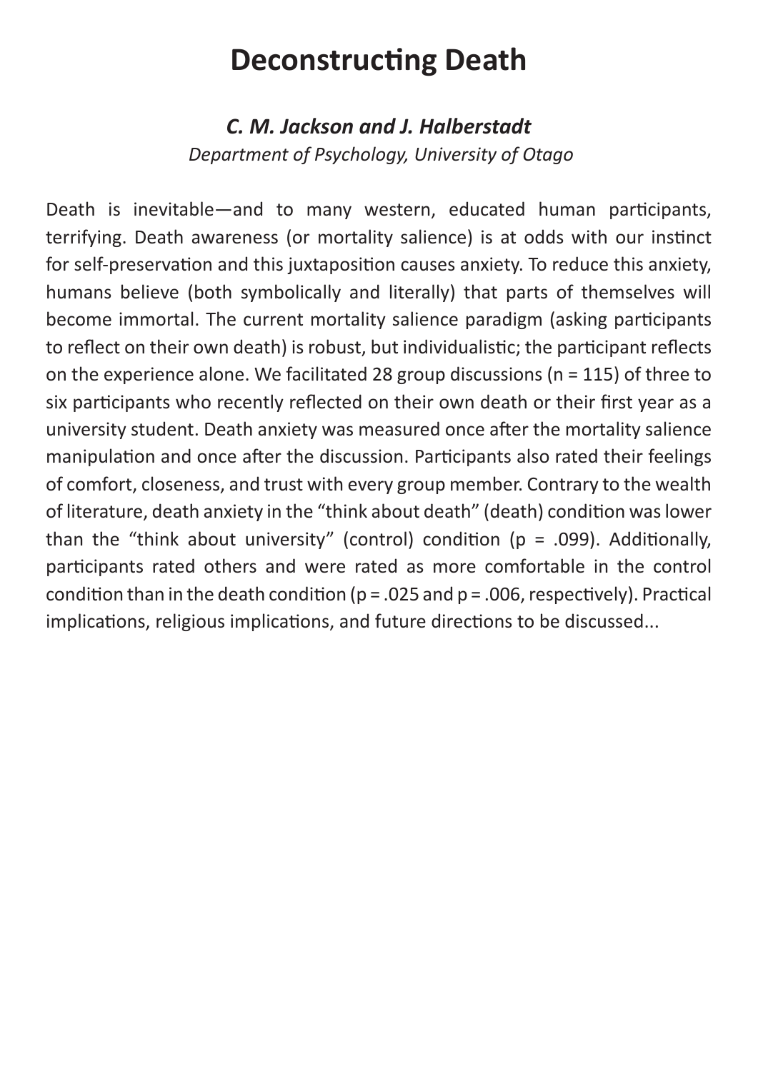# Deconstructing Death

***C. M. Jackson and J. Halberstadt***

*Department of Psychology, University of Otago*

Death is inevitable—and to many western, educated human participants, terrifying. Death awareness (or mortality salience) is at odds with our instinct for self-preservation and this juxtaposition causes anxiety. To reduce this anxiety, humans believe (both symbolically and literally) that parts of themselves will become immortal. The current mortality salience paradigm (asking participants to reflect on their own death) is robust, but individualistic; the participant reflects on the experience alone. We facilitated 28 group discussions ($n = 115$) of three to six participants who recently reflected on their own death or their first year as a university student. Death anxiety was measured once after the mortality salience manipulation and once after the discussion. Participants also rated their feelings of comfort, closeness, and trust with every group member. Contrary to the wealth of literature, death anxiety in the "think about death" (death) condition was lower than the "think about university" (control) condition ($p = .099$). Additionally, participants rated others and were rated as more comfortable in the control condition than in the death condition ($p = .025$ and $p = .006$, respectively). Practical implications, religious implications, and future directions to be discussed...